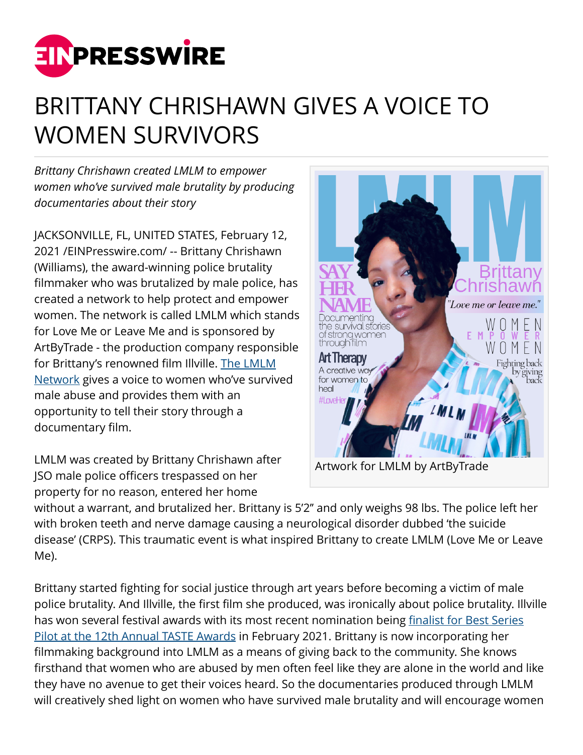# BRITTANY CHRISHAWN GIVES A VOICE TO WOMEN SURVIVORS

*Brittany Chrishawn created LMLM to empower women who've survived male brutality by producing documentaries about their story*

JACKSONVILLE, FL, UNITED STATES, February 12, 2021 /EINPresswire.com/ -- Brittany Chrishawn (Williams), the award-winning police brutality filmmaker who was brutalized by male police, has created a network to help protect and empower women. The network is called LMLM which stands for Love Me or Leave Me and is sponsored by ArtByTrade - the production company responsible for Brittany's renowned film Illville. The LMLM Network gives a voice to women who've survived male abuse and provides them with an opportunity to tell their story through a documentary film.

Artwork for LMLM by ArtByTrade

LMLM was created by Brittany Chrishawn after JSO male police officers trespassed on her property for no reason, entered her home without a warrant, and brutalized her. Brittany is 5'2" and only weighs 98 lbs. The police left her with broken teeth and nerve damage causing a neurological disorder dubbed 'the suicide disease' (CRPS). This traumatic event is what inspired Brittany to create LMLM (Love Me or Leave Me).

Brittany started fighting for social justice through art years before becoming a victim of male police brutality. And Illville, the first film she produced, was ironically about police brutality. Illville has won several festival awards with its most recent nomination being finalist for Best Series Pilot at the 12th Annual TASTE Awards in February 2021. Brittany is now incorporating her filmmaking background into LMLM as a means of giving back to the community. She knows firsthand that women who are abused by men often feel like they are alone in the world and like they have no avenue to get their voices heard. So the documentaries produced through LMLM will creatively shed light on women who have survived male brutality and will encourage women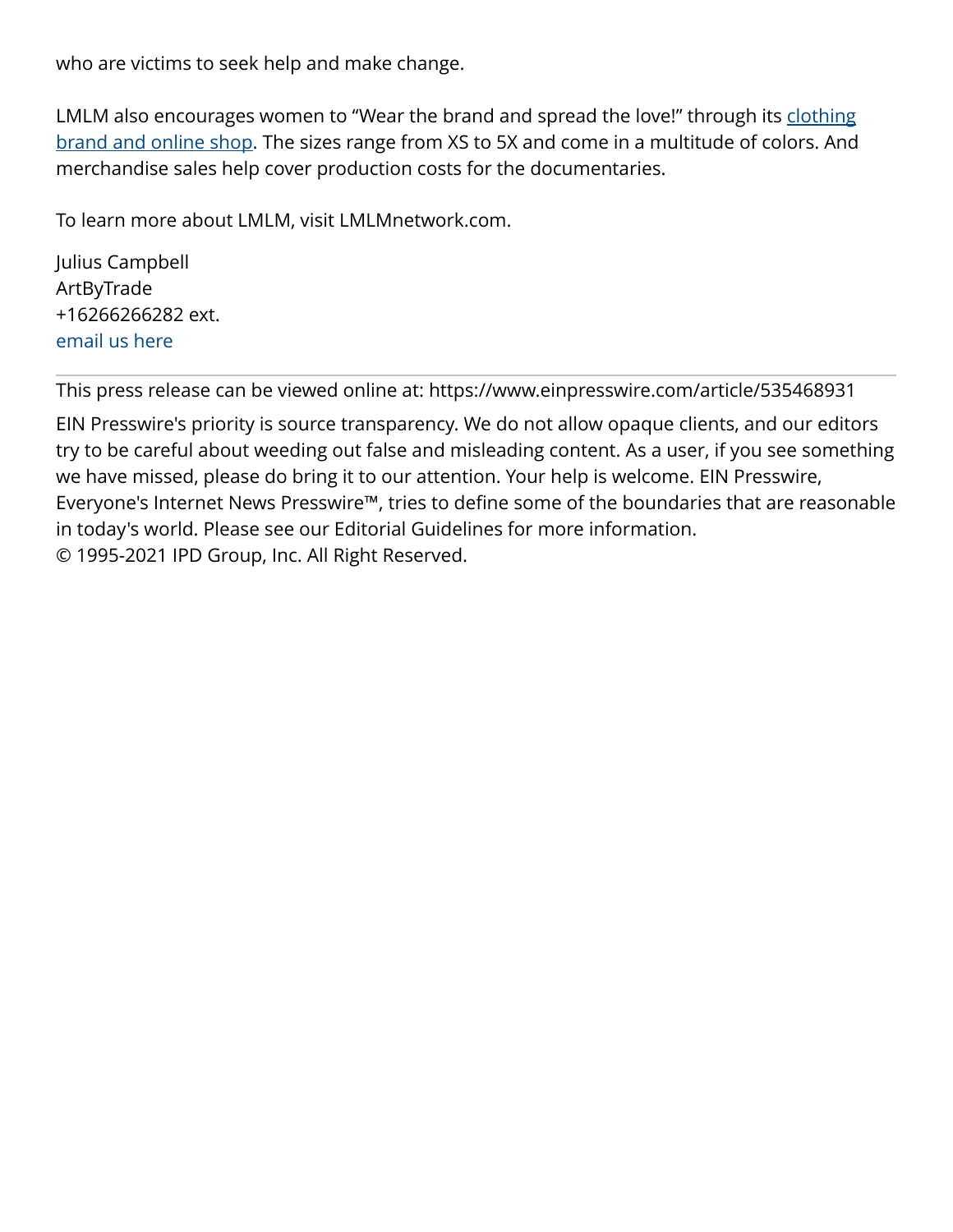who are victims to seek help and make change.

LMLM also encourages women to “Wear the brand and spread the love!” through its clothing brand and online shop. The sizes range from XS to 5X and come in a multitude of colors. And merchandise sales help cover production costs for the documentaries.

To learn more about LMLM, visit LMLMnetwork.com.

Julius Campbell
ArtByTrade
+16266266282 ext.
email us here

---

This press release can be viewed online at: https://www.einpresswire.com/article/535468931

EIN Presswire's priority is source transparency. We do not allow opaque clients, and our editors try to be careful about weeding out false and misleading content. As a user, if you see something we have missed, please do bring it to our attention. Your help is welcome. EIN Presswire, Everyone's Internet News Presswire™, tries to define some of the boundaries that are reasonable in today's world. Please see our Editorial Guidelines for more information.
© 1995-2021 IPD Group, Inc. All Right Reserved.